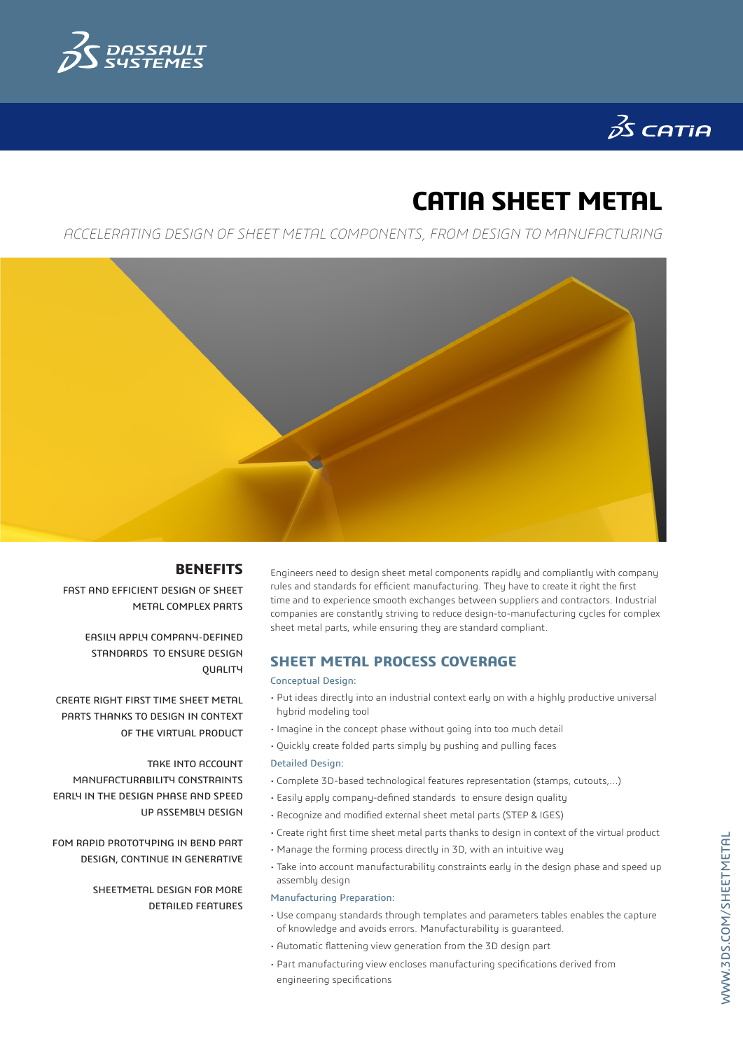# CATIA SHEET METAL

*ACCELERATING DESIGN OF SHEET METAL COMPONENTS, FROM DESIGN TO MANUFACTURING*

## BENEFITS

FAST AND EFFICIENT DESIGN OF SHEET METAL COMPLEX PARTS

EASILY APPLY COMPANY-DEFINED STANDARDS TO ENSURE DESIGN QUALITY

CREATE RIGHT FIRST TIME SHEET METAL PARTS THANKS TO DESIGN IN CONTEXT OF THE VIRTUAL PRODUCT

TAKE INTO ACCOUNT MANUFACTURABILITY CONSTRAINTS EARLY IN THE DESIGN PHASE AND SPEED UP ASSEMBLY DESIGN

FOM RAPID PROTOTYPING IN BEND PART DESIGN, CONTINUE IN GENERATIVE SHEETMETAL DESIGN FOR MORE DETAILED FEATURES

Engineers need to design sheet metal components rapidly and compliantly with company rules and standards for efficient manufacturing. They have to create it right the first time and to experience smooth exchanges between suppliers and contractors. Industrial companies are constantly striving to reduce design-to-manufacturing cycles for complex sheet metal parts, while ensuring they are standard compliant.

## SHEET METAL PROCESS COVERAGE

### Conceptual Design:

- Put ideas directly into an industrial context early on with a highly productive universal hybrid modeling tool
- Imagine in the concept phase without going into too much detail
- Quickly create folded parts simply by pushing and pulling faces

### Detailed Design:

- Complete 3D-based technological features representation (stamps, cutouts,...)
- Easily apply company-defined standards to ensure design quality
- Recognize and modified external sheet metal parts (STEP & IGES)
- Create right first time sheet metal parts thanks to design in context of the virtual product
- Manage the forming process directly in 3D, with an intuitive way
- Take into account manufacturability constraints early in the design phase and speed up assembly design

### Manufacturing Preparation:

- Use company standards through templates and parameters tables enables the capture of knowledge and avoids errors. Manufacturability is guaranteed.
- Automatic flattening view generation from the 3D design part
- Part manufacturing view encloses manufacturing specifications derived from engineering specifications

WWW.3DS.COM/SHEETMETAL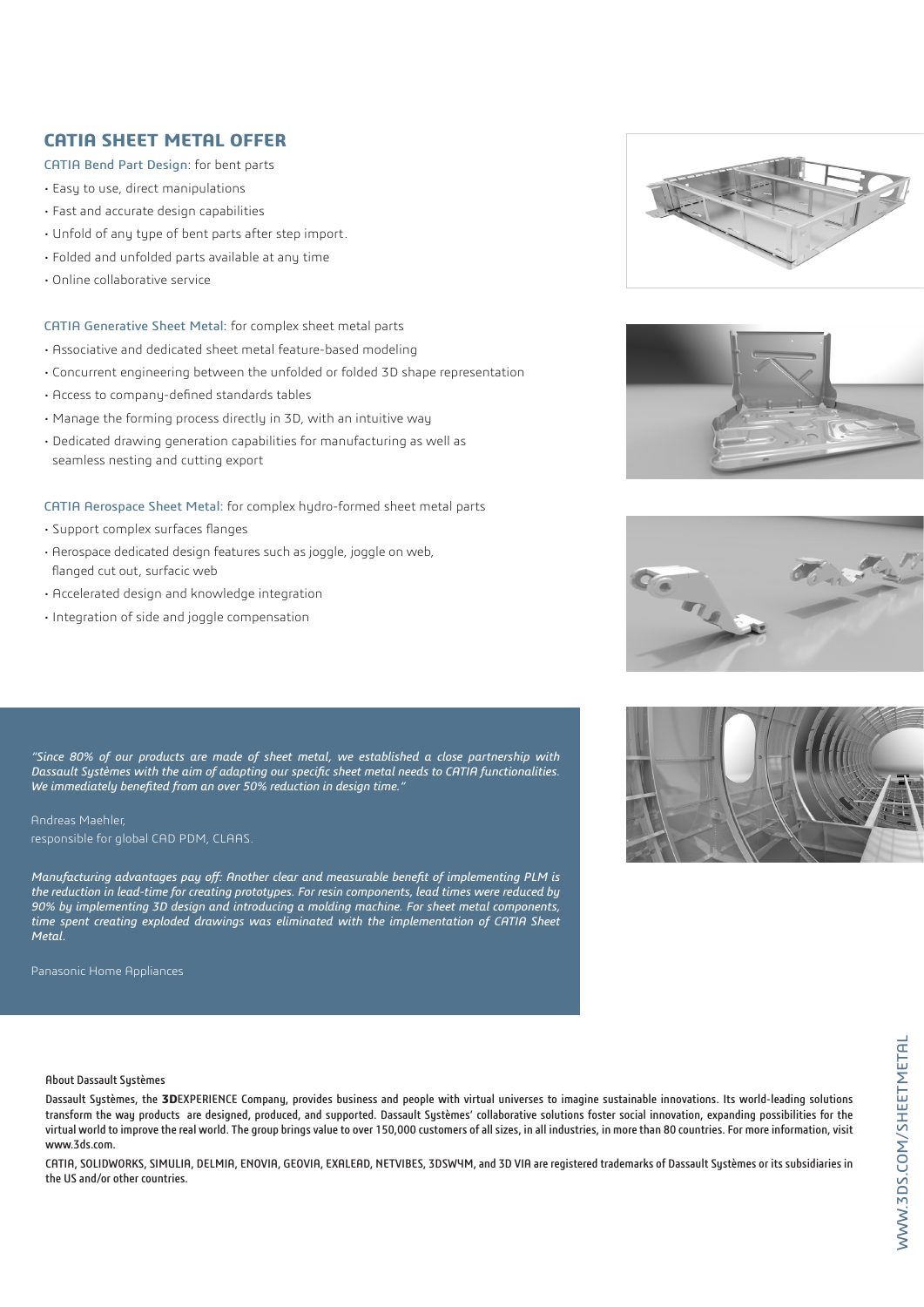## CATIA SHEET METAL OFFER

CATIA Bend Part Design: for bent parts

- Easy to use, direct manipulations
- Fast and accurate design capabilities
- Unfold of any type of bent parts after step import.
- Folded and unfolded parts available at any time
- Online collaborative service

CATIA Generative Sheet Metal: for complex sheet metal parts

- Associative and dedicated sheet metal feature-based modeling
- Concurrent engineering between the unfolded or folded 3D shape representation
- Access to company-defined standards tables
- Manage the forming process directly in 3D, with an intuitive way
- Dedicated drawing generation capabilities for manufacturing as well as seamless nesting and cutting export

CATIA Aerospace Sheet Metal: for complex hydro-formed sheet metal parts

- Support complex surfaces flanges
- Aerospace dedicated design features such as joggle, joggle on web, flanged cut out, surfacic web
- Accelerated design and knowledge integration
- Integration of side and joggle compensation

*"Since 80% of our products are made of sheet metal, we established a close partnership with Dassault Systèmes with the aim of adapting our specific sheet metal needs to CATIA functionalities. We immediately benefited from an over 50% reduction in design time."*

Andreas Maehler,
responsible for global CAD PDM, CLAAS.

*Manufacturing advantages pay off: Another clear and measurable benefit of implementing PLM is the reduction in lead-time for creating prototypes. For resin components, lead times were reduced by 90% by implementing 3D design and introducing a molding machine. For sheet metal components, time spent creating exploded drawings was eliminated with the implementation of CATIA Sheet Metal.*

Panasonic Home Appliances

About Dassault Systèmes

Dassault Systèmes, the **3D**EXPERIENCE Company, provides business and people with virtual universes to imagine sustainable innovations. Its world-leading solutions transform the way products are designed, produced, and supported. Dassault Systèmes' collaborative solutions foster social innovation, expanding possibilities for the virtual world to improve the real world. The group brings value to over 150,000 customers of all sizes, in all industries, in more than 80 countries. For more information, visit www.3ds.com.

CATIA, SOLIDWORKS, SIMULIA, DELMIA, ENOVIA, GEOVIA, EXALEAD, NETVIBES, 3DSWYM, and 3D VIA are registered trademarks of Dassault Systèmes or its subsidiaries in the US and/or other countries.

WWW.3DS.COM/SHEETMETAL